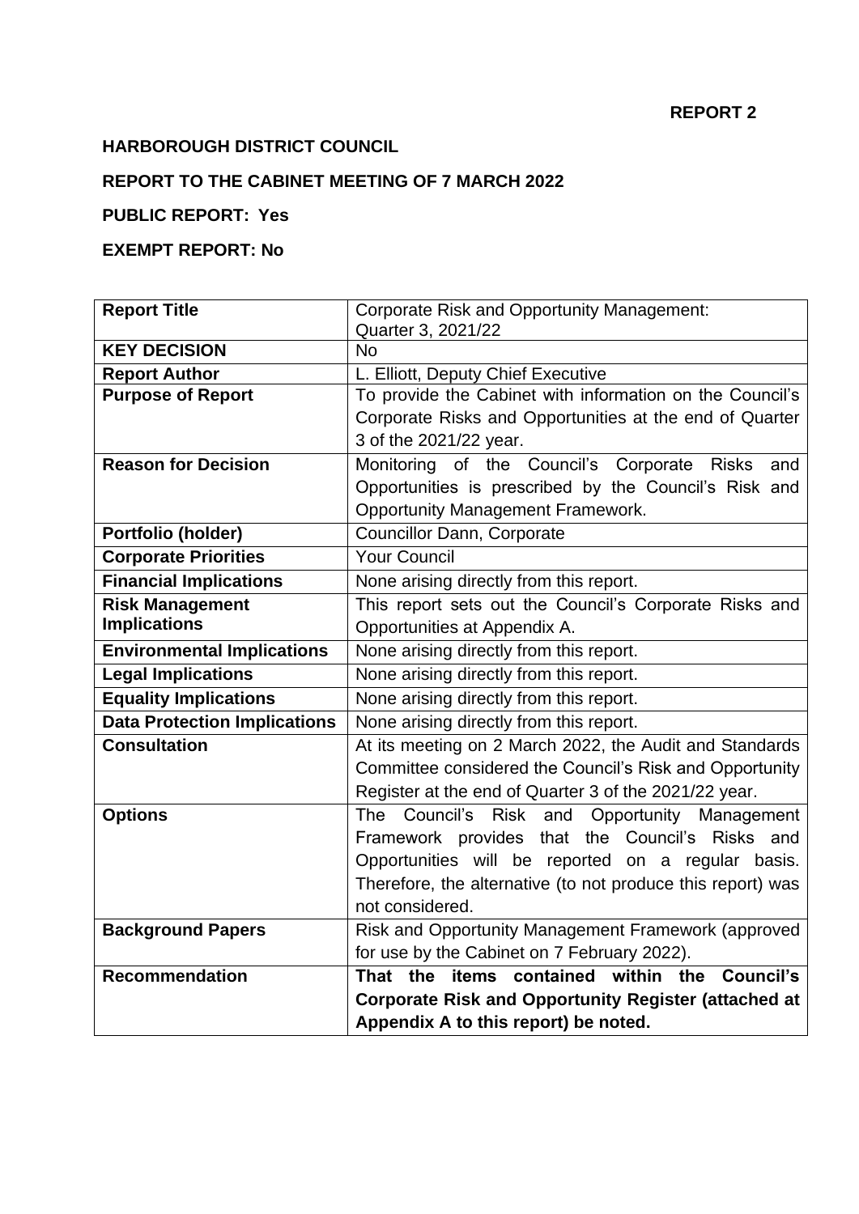**REPORT 2**

**HARBOROUGH DISTRICT COUNCIL**

**REPORT TO THE CABINET MEETING OF 7 MARCH 2022**

**PUBLIC REPORT: Yes**

**EXEMPT REPORT: No**

| **Report Title** | Corporate Risk and Opportunity Management: Quarter 3, 2021/22 |
|---|---|
| **KEY DECISION** | No |
| **Report Author** | L. Elliott, Deputy Chief Executive |
| **Purpose of Report** | To provide the Cabinet with information on the Council's Corporate Risks and Opportunities at the end of Quarter 3 of the 2021/22 year. |
| **Reason for Decision** | Monitoring of the Council's Corporate Risks and Opportunities is prescribed by the Council's Risk and Opportunity Management Framework. |
| **Portfolio (holder)** | Councillor Dann, Corporate |
| **Corporate Priorities** | Your Council |
| **Financial Implications** | None arising directly from this report. |
| **Risk Management Implications** | This report sets out the Council's Corporate Risks and Opportunities at Appendix A. |
| **Environmental Implications** | None arising directly from this report. |
| **Legal Implications** | None arising directly from this report. |
| **Equality Implications** | None arising directly from this report. |
| **Data Protection Implications** | None arising directly from this report. |
| **Consultation** | At its meeting on 2 March 2022, the Audit and Standards Committee considered the Council's Risk and Opportunity Register at the end of Quarter 3 of the 2021/22 year. |
| **Options** | The Council's Risk and Opportunity Management Framework provides that the Council's Risks and Opportunities will be reported on a regular basis. Therefore, the alternative (to not produce this report) was not considered. |
| **Background Papers** | Risk and Opportunity Management Framework (approved for use by the Cabinet on 7 February 2022). |
| **Recommendation** | **That the items contained within the Council's Corporate Risk and Opportunity Register (attached at Appendix A to this report) be noted.** |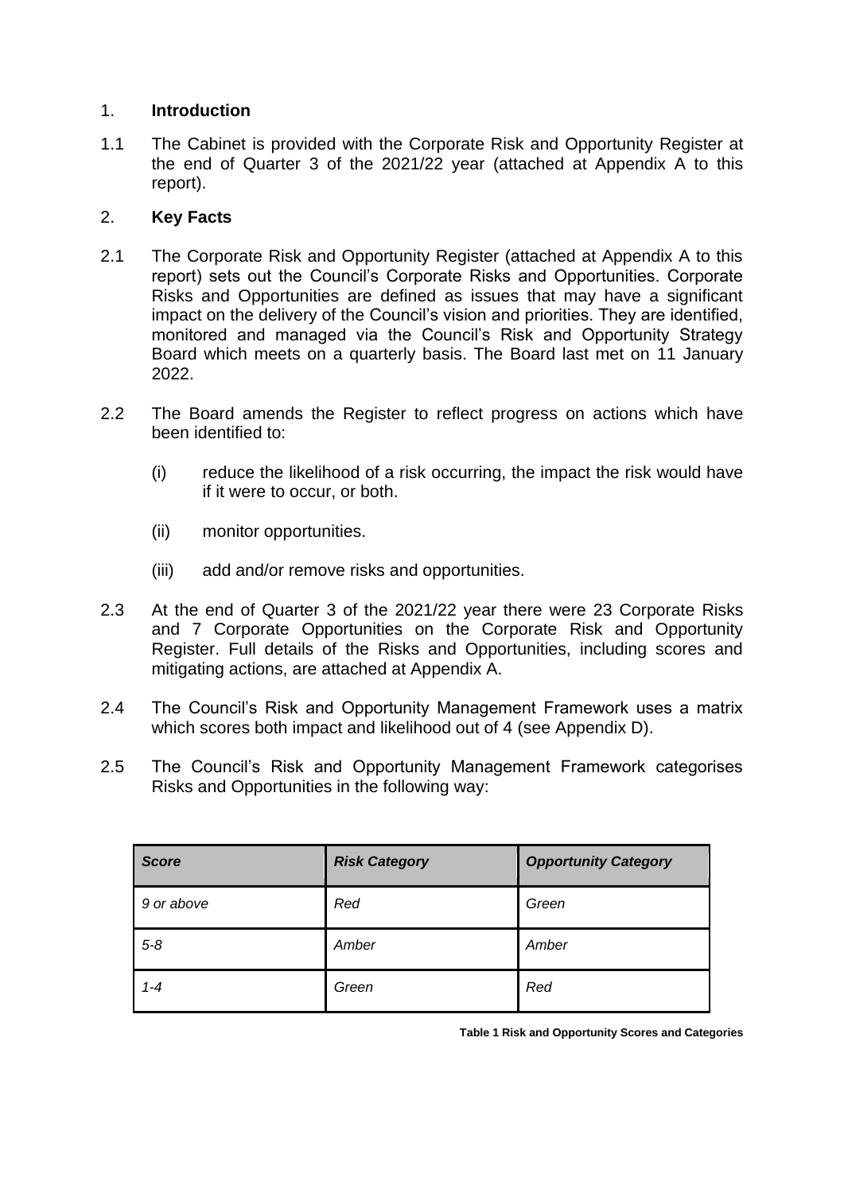## 1. **Introduction**

1.1 The Cabinet is provided with the Corporate Risk and Opportunity Register at the end of Quarter 3 of the 2021/22 year (attached at Appendix A to this report).

## 2. **Key Facts**

2.1 The Corporate Risk and Opportunity Register (attached at Appendix A to this report) sets out the Council's Corporate Risks and Opportunities. Corporate Risks and Opportunities are defined as issues that may have a significant impact on the delivery of the Council's vision and priorities. They are identified, monitored and managed via the Council's Risk and Opportunity Strategy Board which meets on a quarterly basis. The Board last met on 11 January 2022.

2.2 The Board amends the Register to reflect progress on actions which have been identified to:

(i) reduce the likelihood of a risk occurring, the impact the risk would have if it were to occur, or both.

(ii) monitor opportunities.

(iii) add and/or remove risks and opportunities.

2.3 At the end of Quarter 3 of the 2021/22 year there were 23 Corporate Risks and 7 Corporate Opportunities on the Corporate Risk and Opportunity Register. Full details of the Risks and Opportunities, including scores and mitigating actions, are attached at Appendix A.

2.4 The Council's Risk and Opportunity Management Framework uses a matrix which scores both impact and likelihood out of 4 (see Appendix D).

2.5 The Council's Risk and Opportunity Management Framework categorises Risks and Opportunities in the following way:

| *Score* | *Risk Category* | *Opportunity Category* |
|---|---|---|
| *9 or above* | *Red* | *Green* |
| *5-8* | *Amber* | *Amber* |
| *1-4* | *Green* | *Red* |

**Table 1 Risk and Opportunity Scores and Categories**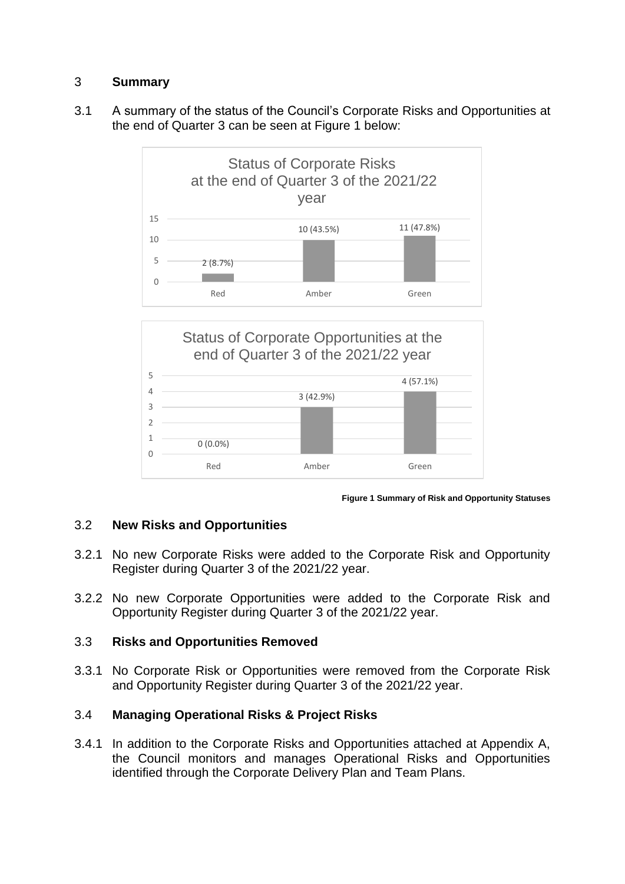## 3 Summary

3.1 A summary of the status of the Council's Corporate Risks and Opportunities at the end of Quarter 3 can be seen at Figure 1 below:

**Status of Corporate Risks at the end of Quarter 3 of the 2021/22 year**

| Red | Amber | Green |
|---|---|---|
| 2 (8.7%) | 10 (43.5%) | 11 (47.8%) |

**Status of Corporate Opportunities at the end of Quarter 3 of the 2021/22 year**

| Red | Amber | Green |
|---|---|---|
| 0 (0.0%) | 3 (42.9%) | 4 (57.1%) |

**Figure 1 Summary of Risk and Opportunity Statuses**

### 3.2 New Risks and Opportunities

3.2.1 No new Corporate Risks were added to the Corporate Risk and Opportunity Register during Quarter 3 of the 2021/22 year.

3.2.2 No new Corporate Opportunities were added to the Corporate Risk and Opportunity Register during Quarter 3 of the 2021/22 year.

### 3.3 Risks and Opportunities Removed

3.3.1 No Corporate Risk or Opportunities were removed from the Corporate Risk and Opportunity Register during Quarter 3 of the 2021/22 year.

### 3.4 Managing Operational Risks & Project Risks

3.4.1 In addition to the Corporate Risks and Opportunities attached at Appendix A, the Council monitors and manages Operational Risks and Opportunities identified through the Corporate Delivery Plan and Team Plans.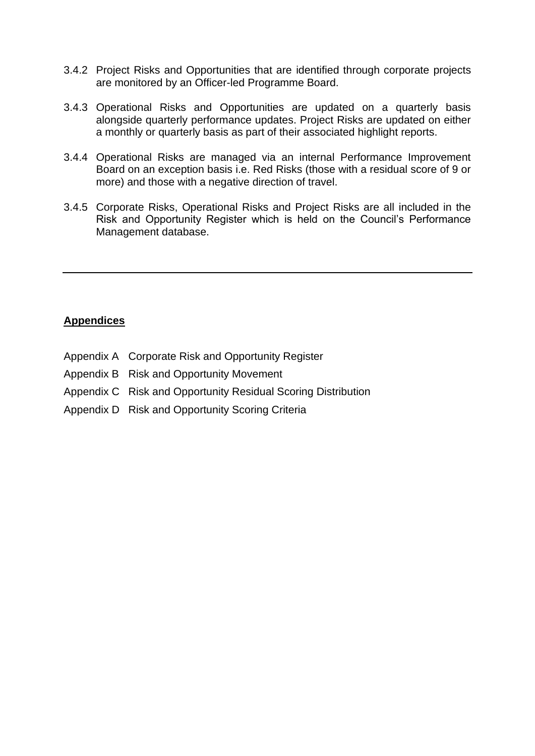3.4.2 Project Risks and Opportunities that are identified through corporate projects are monitored by an Officer-led Programme Board.

3.4.3 Operational Risks and Opportunities are updated on a quarterly basis alongside quarterly performance updates. Project Risks are updated on either a monthly or quarterly basis as part of their associated highlight reports.

3.4.4 Operational Risks are managed via an internal Performance Improvement Board on an exception basis i.e. Red Risks (those with a residual score of 9 or more) and those with a negative direction of travel.

3.4.5 Corporate Risks, Operational Risks and Project Risks are all included in the Risk and Opportunity Register which is held on the Council's Performance Management database.

---

**Appendices**

Appendix A Corporate Risk and Opportunity Register

Appendix B Risk and Opportunity Movement

Appendix C Risk and Opportunity Residual Scoring Distribution

Appendix D Risk and Opportunity Scoring Criteria